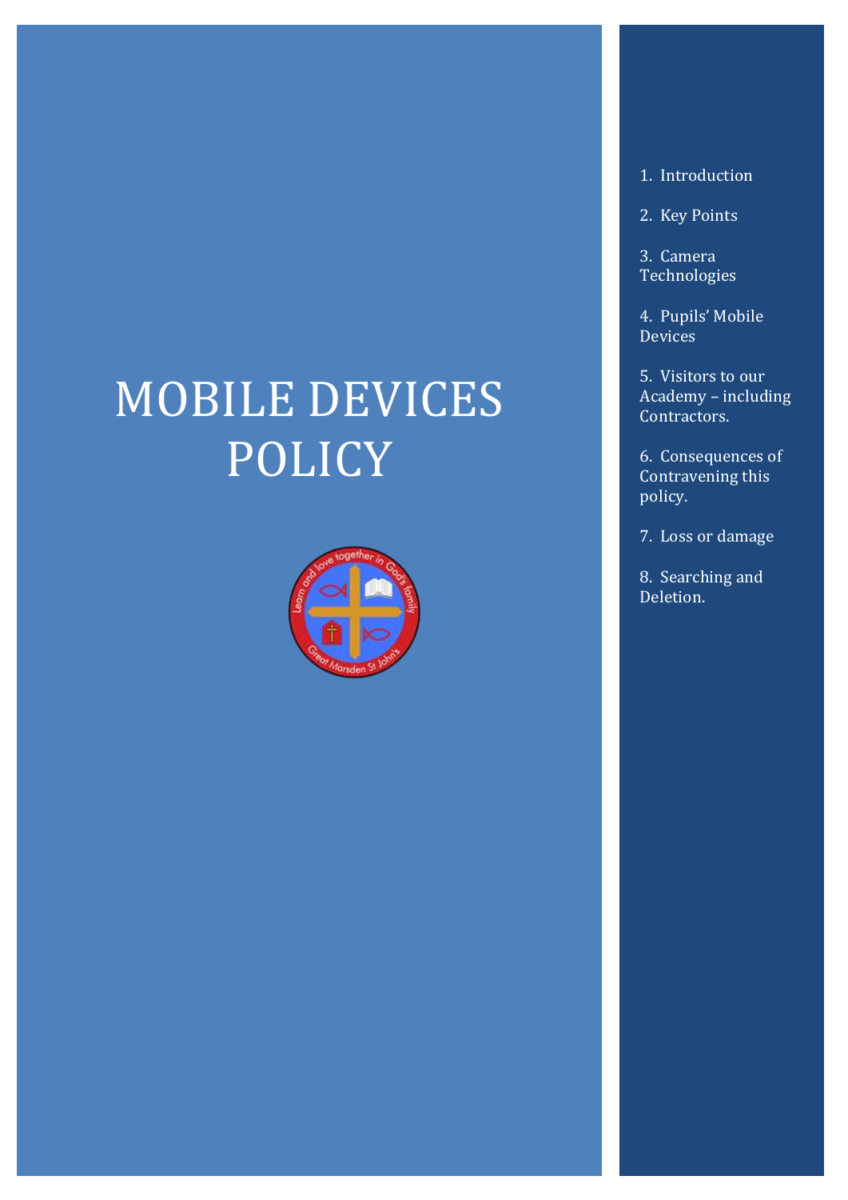# MOBILE DEVICES POLICY

1. Introduction
2. Key Points
3. Camera Technologies
4. Pupils' Mobile Devices
5. Visitors to our Academy – including Contractors.
6. Consequences of Contravening this policy.
7. Loss or damage
8. Searching and Deletion.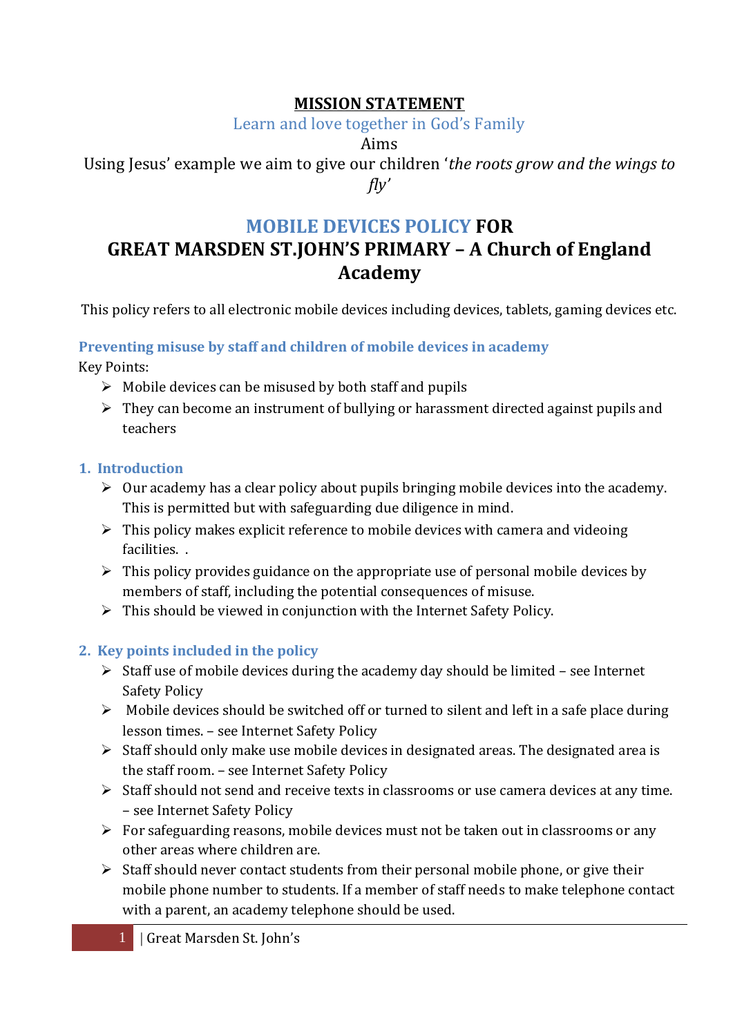**MISSION STATEMENT**

Learn and love together in God's Family

Aims

Using Jesus' example we aim to give our children '*the roots grow and the wings to fly*'

# MOBILE DEVICES POLICY FOR GREAT MARSDEN ST.JOHN'S PRIMARY – A Church of England Academy

This policy refers to all electronic mobile devices including devices, tablets, gaming devices etc.

### Preventing misuse by staff and children of mobile devices in academy

Key Points:

- Mobile devices can be misused by both staff and pupils
- They can become an instrument of bullying or harassment directed against pupils and teachers

### 1. Introduction

- Our academy has a clear policy about pupils bringing mobile devices into the academy. This is permitted but with safeguarding due diligence in mind.
- This policy makes explicit reference to mobile devices with camera and videoing facilities. .
- This policy provides guidance on the appropriate use of personal mobile devices by members of staff, including the potential consequences of misuse.
- This should be viewed in conjunction with the Internet Safety Policy.

### 2. Key points included in the policy

- Staff use of mobile devices during the academy day should be limited – see Internet Safety Policy
- Mobile devices should be switched off or turned to silent and left in a safe place during lesson times. – see Internet Safety Policy
- Staff should only make use mobile devices in designated areas. The designated area is the staff room. – see Internet Safety Policy
- Staff should not send and receive texts in classrooms or use camera devices at any time. – see Internet Safety Policy
- For safeguarding reasons, mobile devices must not be taken out in classrooms or any other areas where children are.
- Staff should never contact students from their personal mobile phone, or give their mobile phone number to students. If a member of staff needs to make telephone contact with a parent, an academy telephone should be used.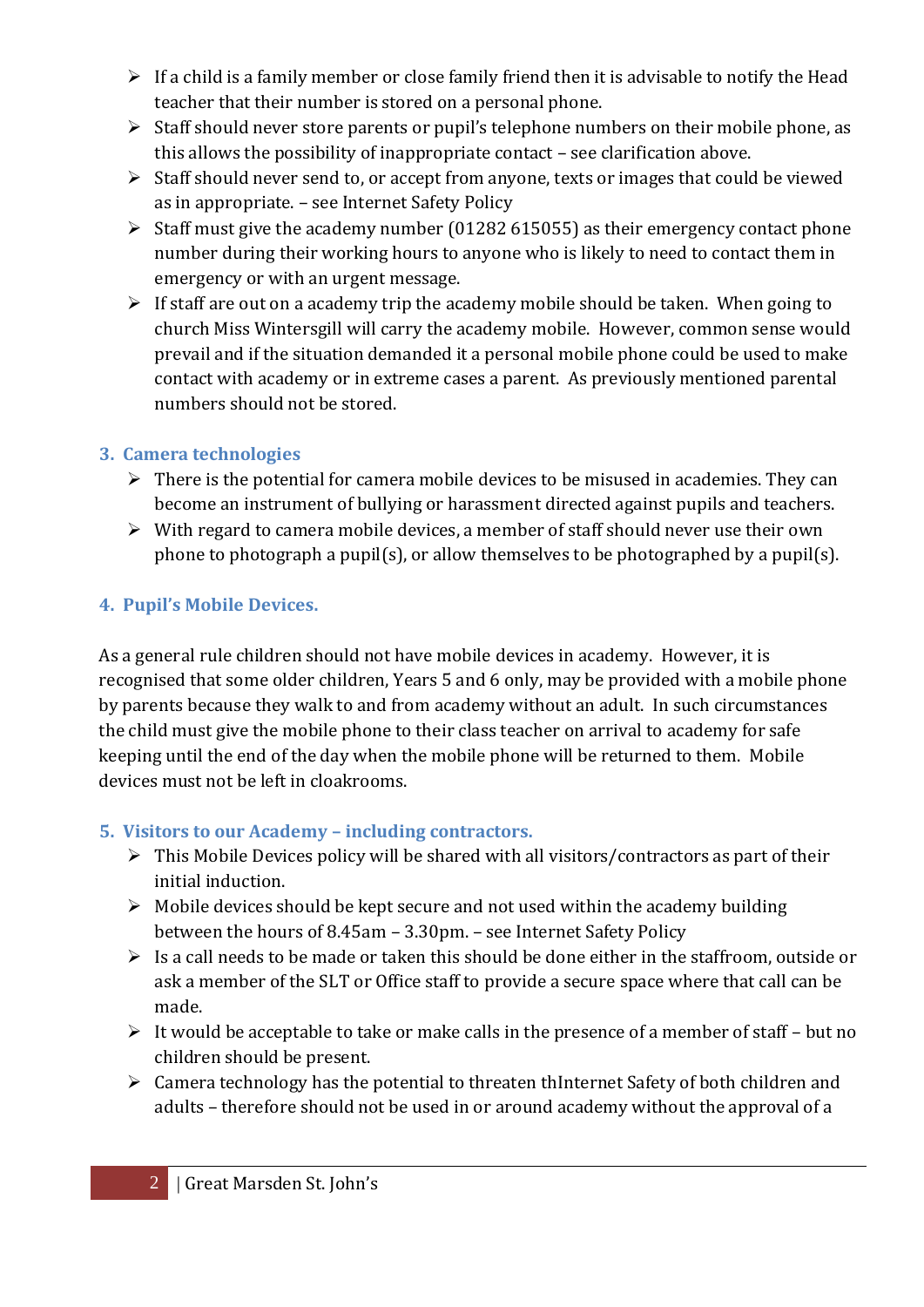- If a child is a family member or close family friend then it is advisable to notify the Head teacher that their number is stored on a personal phone.
- Staff should never store parents or pupil's telephone numbers on their mobile phone, as this allows the possibility of inappropriate contact – see clarification above.
- Staff should never send to, or accept from anyone, texts or images that could be viewed as in appropriate. – see Internet Safety Policy
- Staff must give the academy number (01282 615055) as their emergency contact phone number during their working hours to anyone who is likely to need to contact them in emergency or with an urgent message.
- If staff are out on a academy trip the academy mobile should be taken. When going to church Miss Wintersgill will carry the academy mobile. However, common sense would prevail and if the situation demanded it a personal mobile phone could be used to make contact with academy or in extreme cases a parent. As previously mentioned parental numbers should not be stored.

## 3. Camera technologies

- There is the potential for camera mobile devices to be misused in academies. They can become an instrument of bullying or harassment directed against pupils and teachers.
- With regard to camera mobile devices, a member of staff should never use their own phone to photograph a pupil(s), or allow themselves to be photographed by a pupil(s).

## 4. Pupil's Mobile Devices.

As a general rule children should not have mobile devices in academy. However, it is recognised that some older children, Years 5 and 6 only, may be provided with a mobile phone by parents because they walk to and from academy without an adult. In such circumstances the child must give the mobile phone to their class teacher on arrival to academy for safe keeping until the end of the day when the mobile phone will be returned to them. Mobile devices must not be left in cloakrooms.

## 5. Visitors to our Academy – including contractors.

- This Mobile Devices policy will be shared with all visitors/contractors as part of their initial induction.
- Mobile devices should be kept secure and not used within the academy building between the hours of 8.45am – 3.30pm. – see Internet Safety Policy
- Is a call needs to be made or taken this should be done either in the staffroom, outside or ask a member of the SLT or Office staff to provide a secure space where that call can be made.
- It would be acceptable to take or make calls in the presence of a member of staff – but no children should be present.
- Camera technology has the potential to threaten thInternet Safety of both children and adults – therefore should not be used in or around academy without the approval of a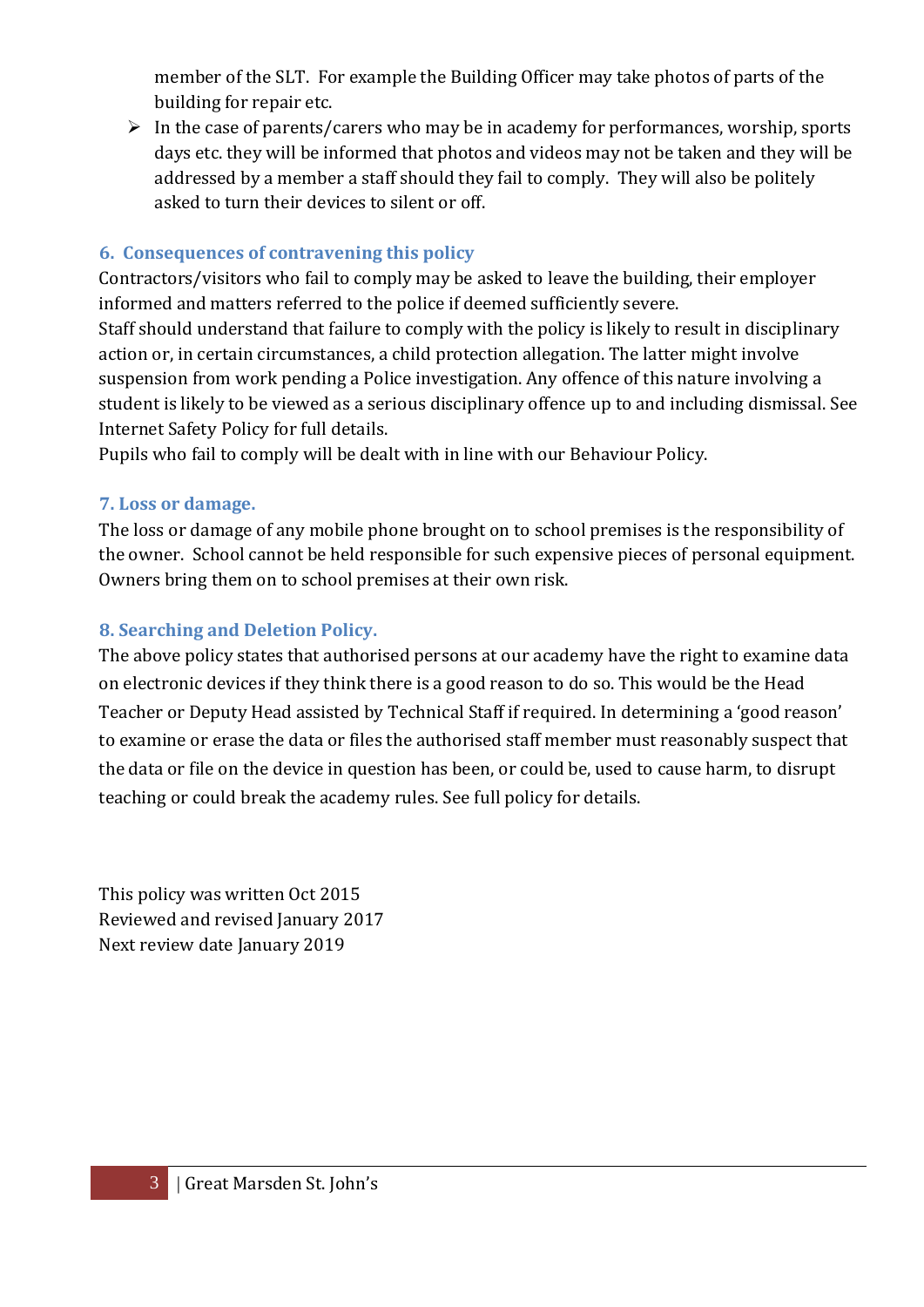member of the SLT. For example the Building Officer may take photos of parts of the building for repair etc.

- In the case of parents/carers who may be in academy for performances, worship, sports days etc. they will be informed that photos and videos may not be taken and they will be addressed by a member a staff should they fail to comply. They will also be politely asked to turn their devices to silent or off.

## 6. Consequences of contravening this policy

Contractors/visitors who fail to comply may be asked to leave the building, their employer informed and matters referred to the police if deemed sufficiently severe.
Staff should understand that failure to comply with the policy is likely to result in disciplinary action or, in certain circumstances, a child protection allegation. The latter might involve suspension from work pending a Police investigation. Any offence of this nature involving a student is likely to be viewed as a serious disciplinary offence up to and including dismissal. See Internet Safety Policy for full details.
Pupils who fail to comply will be dealt with in line with our Behaviour Policy.

## 7. Loss or damage.

The loss or damage of any mobile phone brought on to school premises is the responsibility of the owner. School cannot be held responsible for such expensive pieces of personal equipment. Owners bring them on to school premises at their own risk.

## 8. Searching and Deletion Policy.

The above policy states that authorised persons at our academy have the right to examine data on electronic devices if they think there is a good reason to do so. This would be the Head Teacher or Deputy Head assisted by Technical Staff if required. In determining a 'good reason' to examine or erase the data or files the authorised staff member must reasonably suspect that the data or file on the device in question has been, or could be, used to cause harm, to disrupt teaching or could break the academy rules. See full policy for details.

This policy was written Oct 2015
Reviewed and revised January 2017
Next review date January 2019